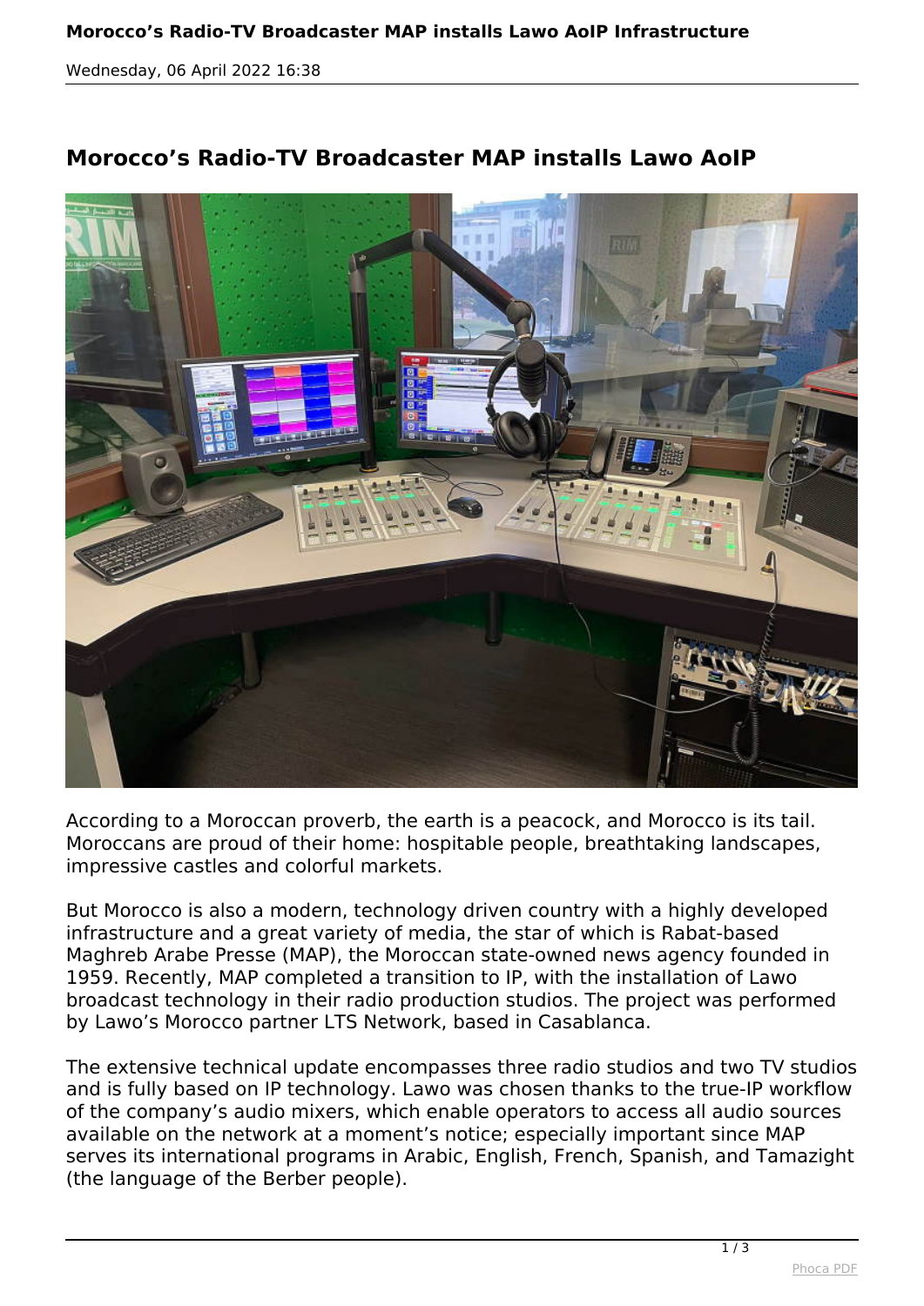# Morocco's Radio-TV Broadcaster MAP installs Lawo AoIP

According to a Moroccan proverb, the earth is a peacock, and Morocco is its tail. Moroccans are proud of their home: hospitable people, breathtaking landscapes, impressive castles and colorful markets.

But Morocco is also a modern, technology driven country with a highly developed infrastructure and a great variety of media, the star of which is Rabat-based Maghreb Arabe Presse (MAP), the Moroccan state-owned news agency founded in 1959. Recently, MAP completed a transition to IP, with the installation of Lawo broadcast technology in their radio production studios. The project was performed by Lawo's Morocco partner LTS Network, based in Casablanca.

The extensive technical update encompasses three radio studios and two TV studios and is fully based on IP technology. Lawo was chosen thanks to the true-IP workflow of the company's audio mixers, which enable operators to access all audio sources available on the network at a moment's notice; especially important since MAP serves its international programs in Arabic, English, French, Spanish, and Tamazight (the language of the Berber people).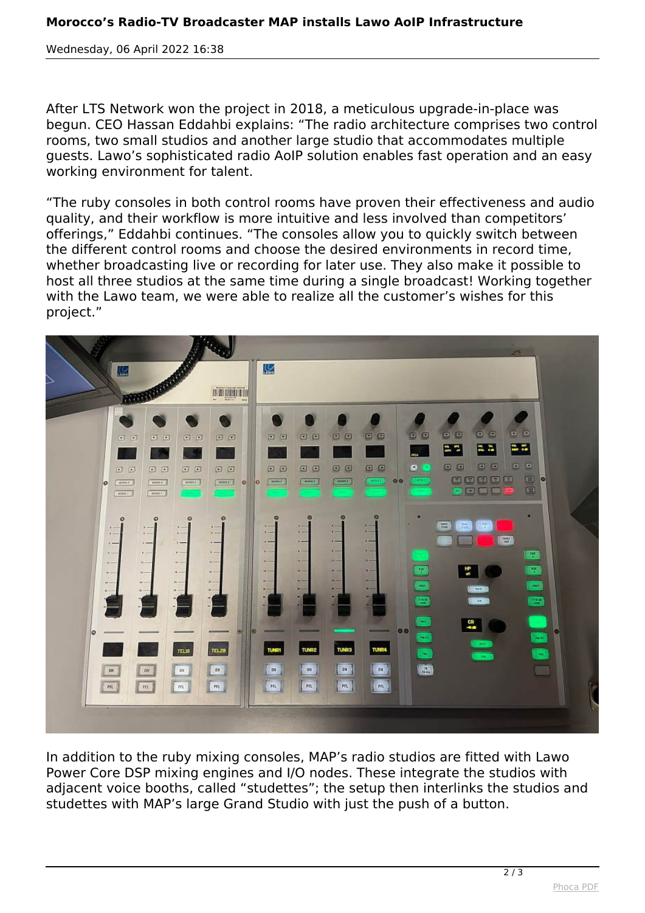After LTS Network won the project in 2018, a meticulous upgrade-in-place was begun. CEO Hassan Eddahbi explains: “The radio architecture comprises two control rooms, two small studios and another large studio that accommodates multiple guests. Lawo’s sophisticated radio AoIP solution enables fast operation and an easy working environment for talent.

“The ruby consoles in both control rooms have proven their effectiveness and audio quality, and their workflow is more intuitive and less involved than competitors’ offerings,” Eddahbi continues. “The consoles allow you to quickly switch between the different control rooms and choose the desired environments in record time, whether broadcasting live or recording for later use. They also make it possible to host all three studios at the same time during a single broadcast! Working together with the Lawo team, we were able to realize all the customer’s wishes for this project.”

In addition to the ruby mixing consoles, MAP’s radio studios are fitted with Lawo Power Core DSP mixing engines and I/O nodes. These integrate the studios with adjacent voice booths, called “studettes”; the setup then interlinks the studios and studettes with MAP’s large Grand Studio with just the push of a button.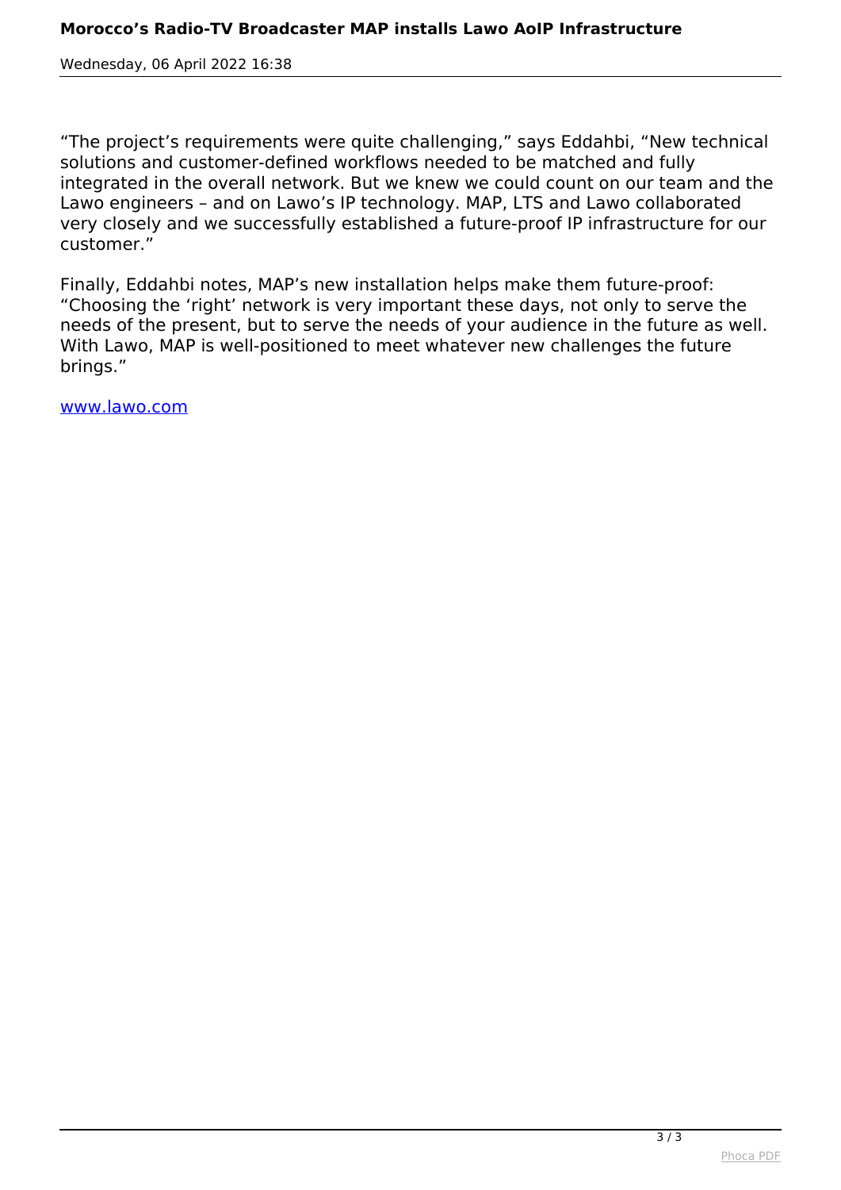"The project's requirements were quite challenging," says Eddahbi, "New technical solutions and customer-defined workflows needed to be matched and fully integrated in the overall network. But we knew we could count on our team and the Lawo engineers – and on Lawo's IP technology. MAP, LTS and Lawo collaborated very closely and we successfully established a future-proof IP infrastructure for our customer."

Finally, Eddahbi notes, MAP's new installation helps make them future-proof: "Choosing the 'right' network is very important these days, not only to serve the needs of the present, but to serve the needs of your audience in the future as well. With Lawo, MAP is well-positioned to meet whatever new challenges the future brings."

www.lawo.com